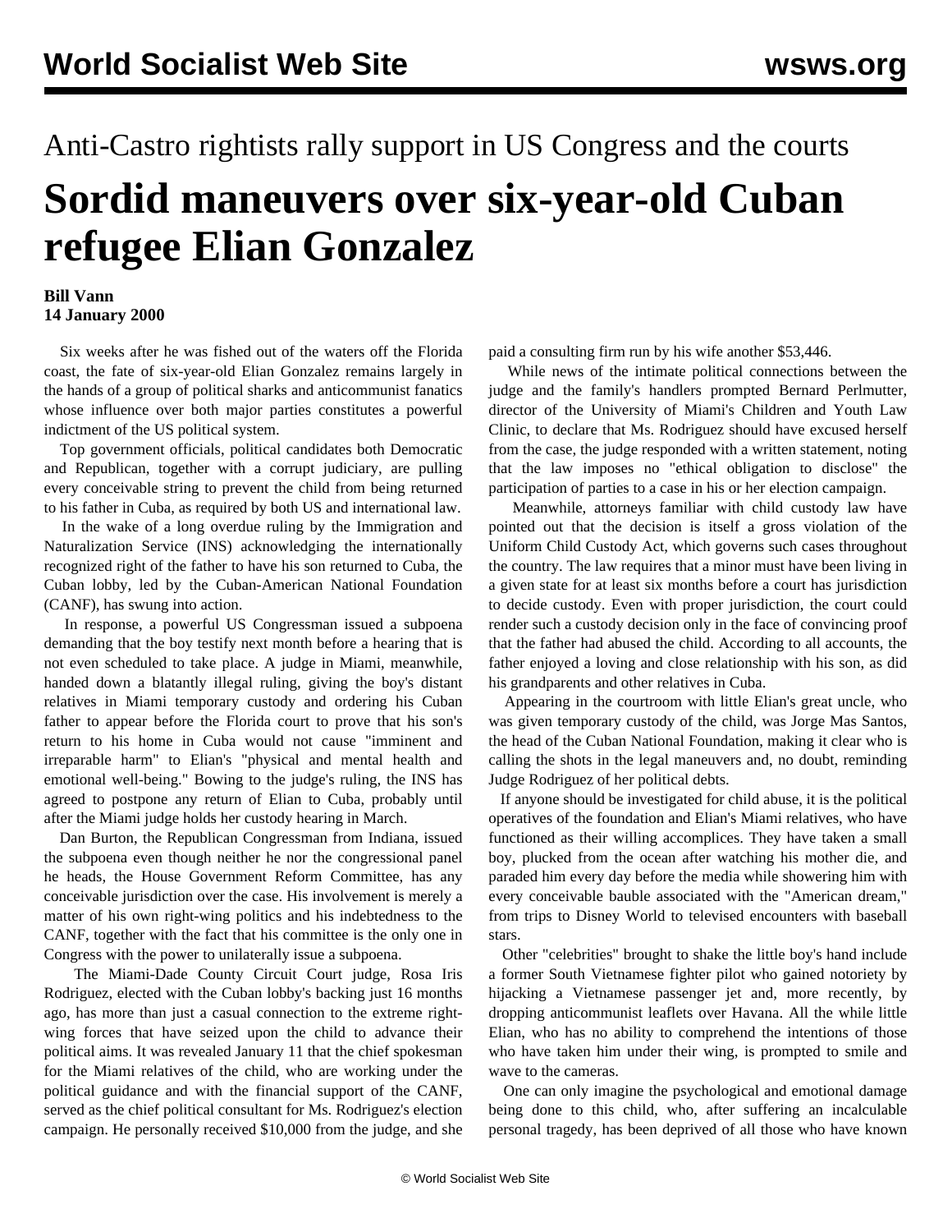Anti-Castro rightists rally support in US Congress and the courts

# Sordid maneuvers over six-year-old Cuban refugee Elian Gonzalez

**Bill Vann**
**14 January 2000**

Six weeks after he was fished out of the waters off the Florida coast, the fate of six-year-old Elian Gonzalez remains largely in the hands of a group of political sharks and anticommunist fanatics whose influence over both major parties constitutes a powerful indictment of the US political system.

Top government officials, political candidates both Democratic and Republican, together with a corrupt judiciary, are pulling every conceivable string to prevent the child from being returned to his father in Cuba, as required by both US and international law.

In the wake of a long overdue ruling by the Immigration and Naturalization Service (INS) acknowledging the internationally recognized right of the father to have his son returned to Cuba, the Cuban lobby, led by the Cuban-American National Foundation (CANF), has swung into action.

In response, a powerful US Congressman issued a subpoena demanding that the boy testify next month before a hearing that is not even scheduled to take place. A judge in Miami, meanwhile, handed down a blatantly illegal ruling, giving the boy's distant relatives in Miami temporary custody and ordering his Cuban father to appear before the Florida court to prove that his son's return to his home in Cuba would not cause "imminent and irreparable harm" to Elian's "physical and mental health and emotional well-being." Bowing to the judge's ruling, the INS has agreed to postpone any return of Elian to Cuba, probably until after the Miami judge holds her custody hearing in March.

Dan Burton, the Republican Congressman from Indiana, issued the subpoena even though neither he nor the congressional panel he heads, the House Government Reform Committee, has any conceivable jurisdiction over the case. His involvement is merely a matter of his own right-wing politics and his indebtedness to the CANF, together with the fact that his committee is the only one in Congress with the power to unilaterally issue a subpoena.

The Miami-Dade County Circuit Court judge, Rosa Iris Rodriguez, elected with the Cuban lobby's backing just 16 months ago, has more than just a casual connection to the extreme right-wing forces that have seized upon the child to advance their political aims. It was revealed January 11 that the chief spokesman for the Miami relatives of the child, who are working under the political guidance and with the financial support of the CANF, served as the chief political consultant for Ms. Rodriguez's election campaign. He personally received $10,000 from the judge, and she paid a consulting firm run by his wife another $53,446.

While news of the intimate political connections between the judge and the family's handlers prompted Bernard Perlmutter, director of the University of Miami's Children and Youth Law Clinic, to declare that Ms. Rodriguez should have excused herself from the case, the judge responded with a written statement, noting that the law imposes no "ethical obligation to disclose" the participation of parties to a case in his or her election campaign.

Meanwhile, attorneys familiar with child custody law have pointed out that the decision is itself a gross violation of the Uniform Child Custody Act, which governs such cases throughout the country. The law requires that a minor must have been living in a given state for at least six months before a court has jurisdiction to decide custody. Even with proper jurisdiction, the court could render such a custody decision only in the face of convincing proof that the father had abused the child. According to all accounts, the father enjoyed a loving and close relationship with his son, as did his grandparents and other relatives in Cuba.

Appearing in the courtroom with little Elian's great uncle, who was given temporary custody of the child, was Jorge Mas Santos, the head of the Cuban National Foundation, making it clear who is calling the shots in the legal maneuvers and, no doubt, reminding Judge Rodriguez of her political debts.

If anyone should be investigated for child abuse, it is the political operatives of the foundation and Elian's Miami relatives, who have functioned as their willing accomplices. They have taken a small boy, plucked from the ocean after watching his mother die, and paraded him every day before the media while showering him with every conceivable bauble associated with the "American dream," from trips to Disney World to televised encounters with baseball stars.

Other "celebrities" brought to shake the little boy's hand include a former South Vietnamese fighter pilot who gained notoriety by hijacking a Vietnamese passenger jet and, more recently, by dropping anticommunist leaflets over Havana. All the while little Elian, who has no ability to comprehend the intentions of those who have taken him under their wing, is prompted to smile and wave to the cameras.

One can only imagine the psychological and emotional damage being done to this child, who, after suffering an incalculable personal tragedy, has been deprived of all those who have known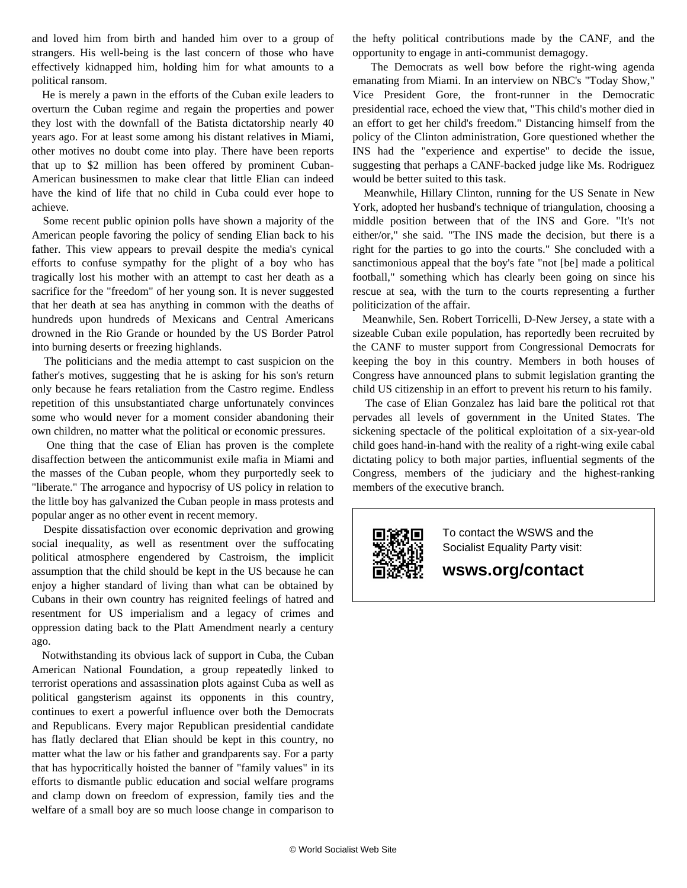and loved him from birth and handed him over to a group of strangers. His well-being is the last concern of those who have effectively kidnapped him, holding him for what amounts to a political ransom.

He is merely a pawn in the efforts of the Cuban exile leaders to overturn the Cuban regime and regain the properties and power they lost with the downfall of the Batista dictatorship nearly 40 years ago. For at least some among his distant relatives in Miami, other motives no doubt come into play. There have been reports that up to $2 million has been offered by prominent Cuban-American businessmen to make clear that little Elian can indeed have the kind of life that no child in Cuba could ever hope to achieve.

Some recent public opinion polls have shown a majority of the American people favoring the policy of sending Elian back to his father. This view appears to prevail despite the media's cynical efforts to confuse sympathy for the plight of a boy who has tragically lost his mother with an attempt to cast her death as a sacrifice for the "freedom" of her young son. It is never suggested that her death at sea has anything in common with the deaths of hundreds upon hundreds of Mexicans and Central Americans drowned in the Rio Grande or hounded by the US Border Patrol into burning deserts or freezing highlands.

The politicians and the media attempt to cast suspicion on the father's motives, suggesting that he is asking for his son's return only because he fears retaliation from the Castro regime. Endless repetition of this unsubstantiated charge unfortunately convinces some who would never for a moment consider abandoning their own children, no matter what the political or economic pressures.

One thing that the case of Elian has proven is the complete disaffection between the anticommunist exile mafia in Miami and the masses of the Cuban people, whom they purportedly seek to "liberate." The arrogance and hypocrisy of US policy in relation to the little boy has galvanized the Cuban people in mass protests and popular anger as no other event in recent memory.

Despite dissatisfaction over economic deprivation and growing social inequality, as well as resentment over the suffocating political atmosphere engendered by Castroism, the implicit assumption that the child should be kept in the US because he can enjoy a higher standard of living than what can be obtained by Cubans in their own country has reignited feelings of hatred and resentment for US imperialism and a legacy of crimes and oppression dating back to the Platt Amendment nearly a century ago.

Notwithstanding its obvious lack of support in Cuba, the Cuban American National Foundation, a group repeatedly linked to terrorist operations and assassination plots against Cuba as well as political gangsterism against its opponents in this country, continues to exert a powerful influence over both the Democrats and Republicans. Every major Republican presidential candidate has flatly declared that Elian should be kept in this country, no matter what the law or his father and grandparents say. For a party that has hypocritically hoisted the banner of "family values" in its efforts to dismantle public education and social welfare programs and clamp down on freedom of expression, family ties and the welfare of a small boy are so much loose change in comparison to the hefty political contributions made by the CANF, and the opportunity to engage in anti-communist demagogy.

The Democrats as well bow before the right-wing agenda emanating from Miami. In an interview on NBC's "Today Show," Vice President Gore, the front-runner in the Democratic presidential race, echoed the view that, "This child's mother died in an effort to get her child's freedom." Distancing himself from the policy of the Clinton administration, Gore questioned whether the INS had the "experience and expertise" to decide the issue, suggesting that perhaps a CANF-backed judge like Ms. Rodriguez would be better suited to this task.

Meanwhile, Hillary Clinton, running for the US Senate in New York, adopted her husband's technique of triangulation, choosing a middle position between that of the INS and Gore. "It's not either/or," she said. "The INS made the decision, but there is a right for the parties to go into the courts." She concluded with a sanctimonious appeal that the boy's fate "not [be] made a political football," something which has clearly been going on since his rescue at sea, with the turn to the courts representing a further politicization of the affair.

Meanwhile, Sen. Robert Torricelli, D-New Jersey, a state with a sizeable Cuban exile population, has reportedly been recruited by the CANF to muster support from Congressional Democrats for keeping the boy in this country. Members in both houses of Congress have announced plans to submit legislation granting the child US citizenship in an effort to prevent his return to his family.

The case of Elian Gonzalez has laid bare the political rot that pervades all levels of government in the United States. The sickening spectacle of the political exploitation of a six-year-old child goes hand-in-hand with the reality of a right-wing exile cabal dictating policy to both major parties, influential segments of the Congress, members of the judiciary and the highest-ranking members of the executive branch.

To contact the WSWS and the Socialist Equality Party visit:

**wsws.org/contact**